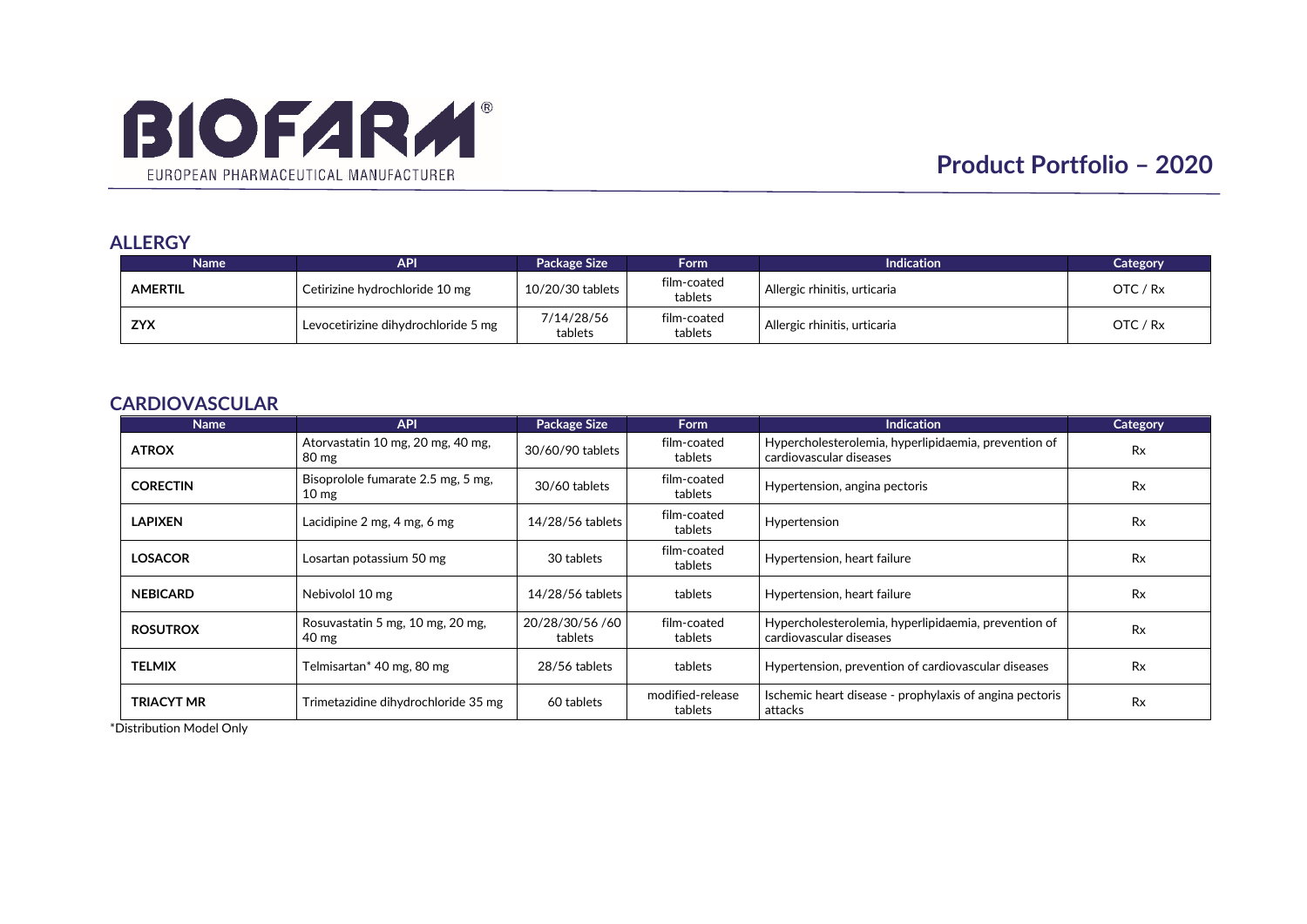# BIOFARM®

EUROPEAN PHARMACEUTICAL MANUFACTURER

## Product Portfolio – 2020

### ALLERGY

| Name | API | Package Size | Form | Indication | Category |
|---|---|---|---|---|---|
| **AMERTIL** | Cetirizine hydrochloride 10 mg | 10/20/30 tablets | film-coated tablets | Allergic rhinitis, urticaria | OTC / Rx |
| **ZYX** | Levocetirizine dihydrochloride 5 mg | 7/14/28/56 tablets | film-coated tablets | Allergic rhinitis, urticaria | OTC / Rx |

### CARDIOVASCULAR

| Name | API | Package Size | Form | Indication | Category |
|---|---|---|---|---|---|
| **ATROX** | Atorvastatin 10 mg, 20 mg, 40 mg, 80 mg | 30/60/90 tablets | film-coated tablets | Hypercholesterolemia, hyperlipidaemia, prevention of cardiovascular diseases | Rx |
| **CORECTIN** | Bisoprolole fumarate 2.5 mg, 5 mg, 10 mg | 30/60 tablets | film-coated tablets | Hypertension, angina pectoris | Rx |
| **LAPIXEN** | Lacidipine 2 mg, 4 mg, 6 mg | 14/28/56 tablets | film-coated tablets | Hypertension | Rx |
| **LOSACOR** | Losartan potassium 50 mg | 30 tablets | film-coated tablets | Hypertension, heart failure | Rx |
| **NEBICARD** | Nebivolol 10 mg | 14/28/56 tablets | tablets | Hypertension, heart failure | Rx |
| **ROSUTROX** | Rosuvastatin 5 mg, 10 mg, 20 mg, 40 mg | 20/28/30/56 /60 tablets | film-coated tablets | Hypercholesterolemia, hyperlipidaemia, prevention of cardiovascular diseases | Rx |
| **TELMIX** | Telmisartan* 40 mg, 80 mg | 28/56 tablets | tablets | Hypertension, prevention of cardiovascular diseases | Rx |
| **TRIACYT MR** | Trimetazidine dihydrochloride 35 mg | 60 tablets | modified-release tablets | Ischemic heart disease - prophylaxis of angina pectoris attacks | Rx |

*Distribution Model Only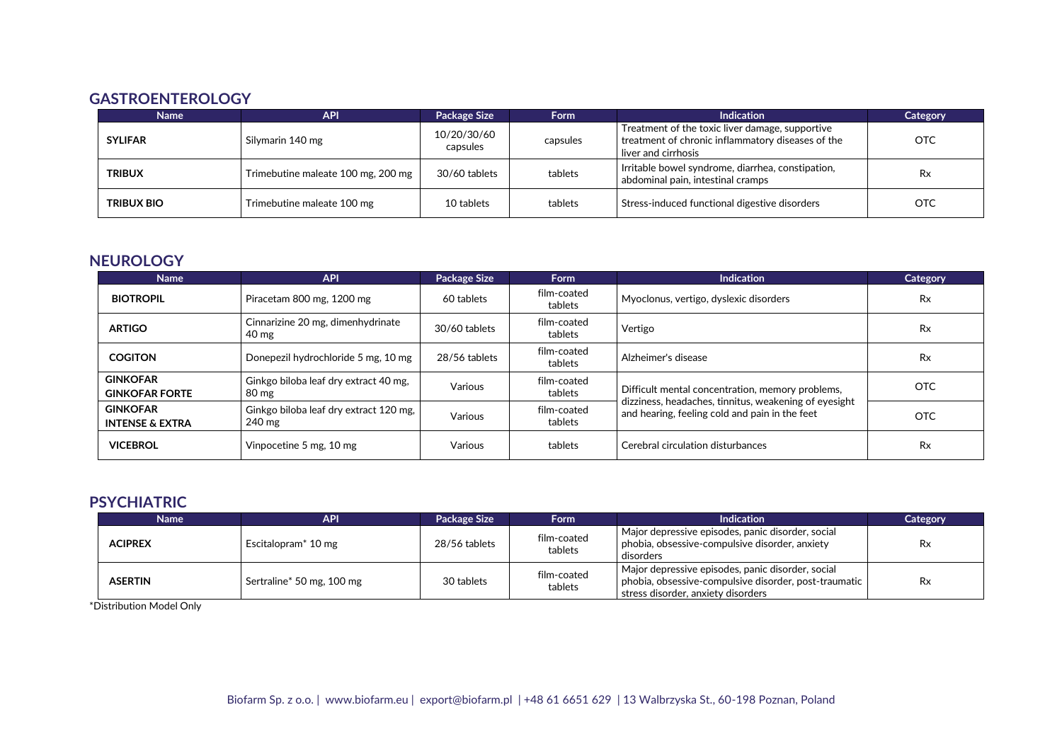## GASTROENTEROLOGY

| Name | API | Package Size | Form | Indication | Category |
|---|---|---|---|---|---|
| **SYLIFAR** | Silymarin 140 mg | 10/20/30/60 capsules | capsules | Treatment of the toxic liver damage, supportive treatment of chronic inflammatory diseases of the liver and cirrhosis | OTC |
| **TRIBUX** | Trimebutine maleate 100 mg, 200 mg | 30/60 tablets | tablets | Irritable bowel syndrome, diarrhea, constipation, abdominal pain, intestinal cramps | Rx |
| **TRIBUX BIO** | Trimebutine maleate 100 mg | 10 tablets | tablets | Stress-induced functional digestive disorders | OTC |

## NEUROLOGY

| Name | API | Package Size | Form | Indication | Category |
|---|---|---|---|---|---|
| **BIOTROPIL** | Piracetam 800 mg, 1200 mg | 60 tablets | film-coated tablets | Myoclonus, vertigo, dyslexic disorders | Rx |
| **ARTIGO** | Cinnarizine 20 mg, dimenhydrinate 40 mg | 30/60 tablets | film-coated tablets | Vertigo | Rx |
| **COGITON** | Donepezil hydrochloride 5 mg, 10 mg | 28/56 tablets | film-coated tablets | Alzheimer's disease | Rx |
| **GINKOFAR GINKOFAR FORTE** | Ginkgo biloba leaf dry extract 40 mg, 80 mg | Various | film-coated tablets | Difficult mental concentration, memory problems, dizziness, headaches, tinnitus, weakening of eyesight and hearing, feeling cold and pain in the feet | OTC |
| **GINKOFAR INTENSE & EXTRA** | Ginkgo biloba leaf dry extract 120 mg, 240 mg | Various | film-coated tablets | | OTC |
| **VICEBROL** | Vinpocetine 5 mg, 10 mg | Various | tablets | Cerebral circulation disturbances | Rx |

## PSYCHIATRIC

| Name | API | Package Size | Form | Indication | Category |
|---|---|---|---|---|---|
| **ACIPREX** | Escitalopram* 10 mg | 28/56 tablets | film-coated tablets | Major depressive episodes, panic disorder, social phobia, obsessive-compulsive disorder, anxiety disorders | Rx |
| **ASERTIN** | Sertraline* 50 mg, 100 mg | 30 tablets | film-coated tablets | Major depressive episodes, panic disorder, social phobia, obsessive-compulsive disorder, post-traumatic stress disorder, anxiety disorders | Rx |

*Distribution Model Only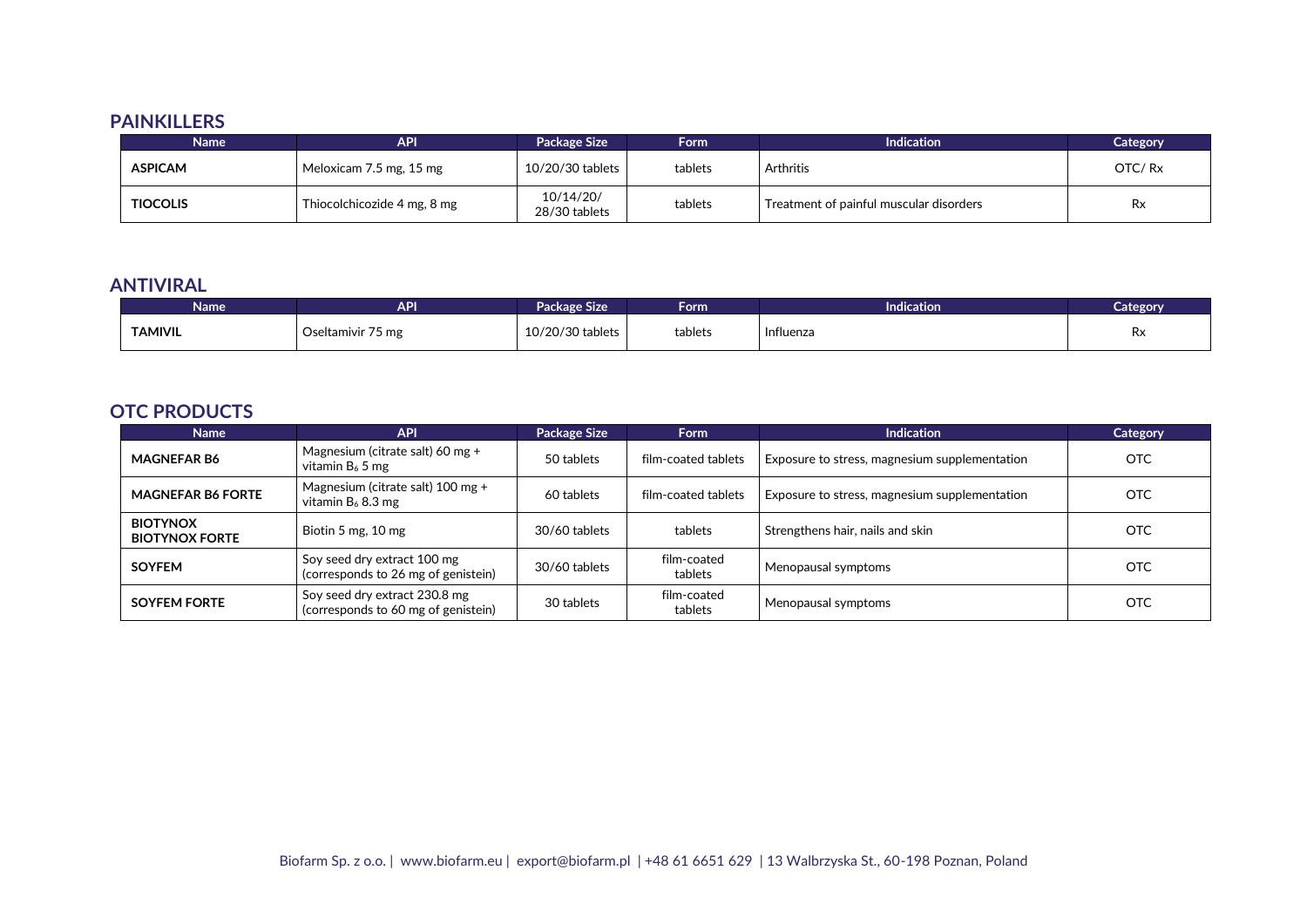## PAINKILLERS

| Name | API | Package Size | Form | Indication | Category |
|---|---|---|---|---|---|
| **ASPICAM** | Meloxicam 7.5 mg, 15 mg | 10/20/30 tablets | tablets | Arthritis | OTC/ Rx |
| **TIOCOLIS** | Thiocolchicozide 4 mg, 8 mg | 10/14/20/ 28/30 tablets | tablets | Treatment of painful muscular disorders | Rx |

## ANTIVIRAL

| Name | API | Package Size | Form | Indication | Category |
|---|---|---|---|---|---|
| **TAMIVIL** | Oseltamivir 75 mg | 10/20/30 tablets | tablets | Influenza | Rx |

## OTC PRODUCTS

| Name | API | Package Size | Form | Indication | Category |
|---|---|---|---|---|---|
| **MAGNEFAR B6** | Magnesium (citrate salt) 60 mg + vitamin $B_6$ 5 mg | 50 tablets | film-coated tablets | Exposure to stress, magnesium supplementation | OTC |
| **MAGNEFAR B6 FORTE** | Magnesium (citrate salt) 100 mg + vitamin $B_6$ 8.3 mg | 60 tablets | film-coated tablets | Exposure to stress, magnesium supplementation | OTC |
| **BIOTYNOX BIOTYNOX FORTE** | Biotin 5 mg, 10 mg | 30/60 tablets | tablets | Strengthens hair, nails and skin | OTC |
| **SOYFEM** | Soy seed dry extract 100 mg (corresponds to 26 mg of genistein) | 30/60 tablets | film-coated tablets | Menopausal symptoms | OTC |
| **SOYFEM FORTE** | Soy seed dry extract 230.8 mg (corresponds to 60 mg of genistein) | 30 tablets | film-coated tablets | Menopausal symptoms | OTC |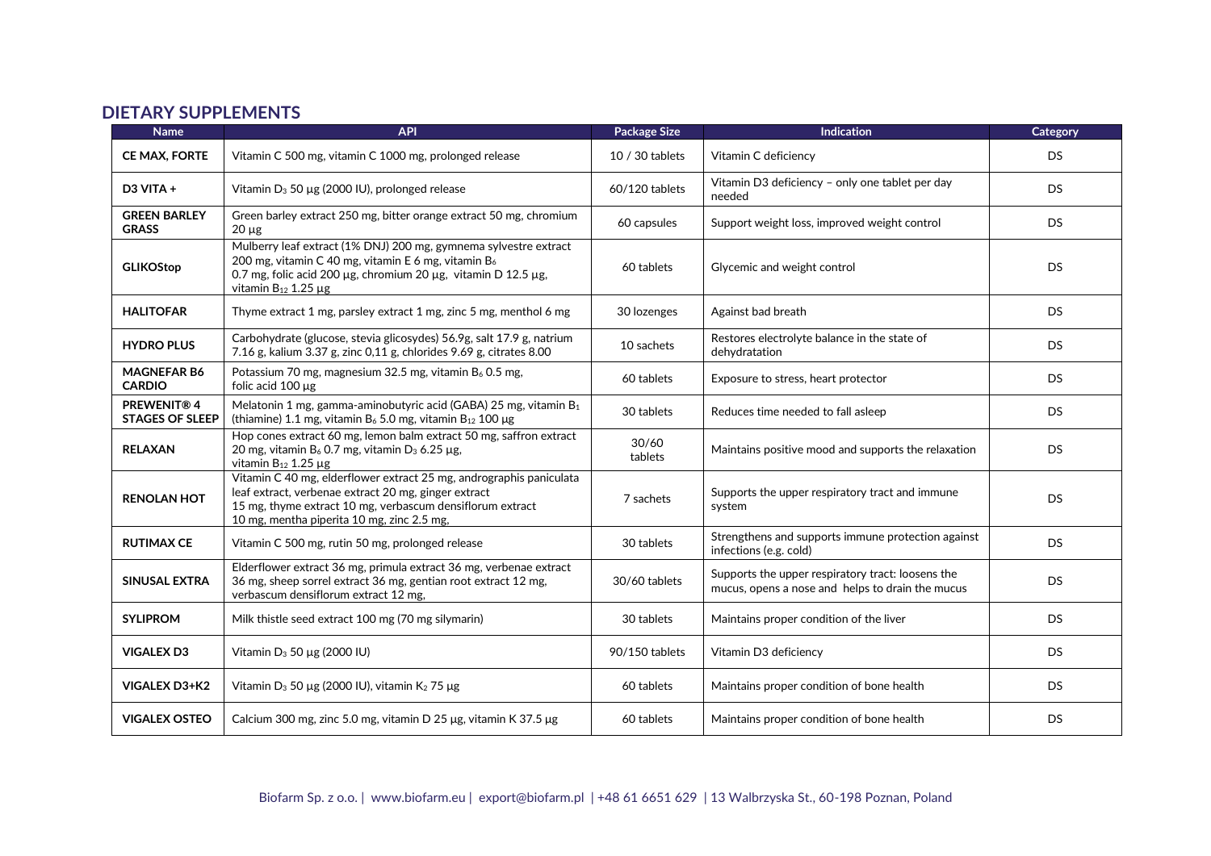## DIETARY SUPPLEMENTS

| Name | API | Package Size | Indication | Category |
|---|---|---|---|---|
| **CE MAX, FORTE** | Vitamin C 500 mg, vitamin C 1000 mg, prolonged release | 10 / 30 tablets | Vitamin C deficiency | DS |
| **D3 VITA +** | Vitamin $D_3$ 50 µg (2000 IU), prolonged release | 60/120 tablets | Vitamin D3 deficiency – only one tablet per day needed | DS |
| **GREEN BARLEY GRASS** | Green barley extract 250 mg, bitter orange extract 50 mg, chromium 20 µg | 60 capsules | Support weight loss, improved weight control | DS |
| **GLIKOStop** | Mulberry leaf extract (1% DNJ) 200 mg, gymnema sylvestre extract 200 mg, vitamin C 40 mg, vitamin E 6 mg, vitamin $B_6$ 0.7 mg, folic acid 200 µg, chromium 20 µg, vitamin D 12.5 µg, vitamin $B_{12}$ 1.25 µg | 60 tablets | Glycemic and weight control | DS |
| **HALITOFAR** | Thyme extract 1 mg, parsley extract 1 mg, zinc 5 mg, menthol 6 mg | 30 lozenges | Against bad breath | DS |
| **HYDRO PLUS** | Carbohydrate (glucose, stevia glicosydes) 56.9g, salt 17.9 g, natrium 7.16 g, kalium 3.37 g, zinc 0,11 g, chlorides 9.69 g, citrates 8.00 | 10 sachets | Restores electrolyte balance in the state of dehydratation | DS |
| **MAGNEFAR B6 CARDIO** | Potassium 70 mg, magnesium 32.5 mg, vitamin $B_6$ 0.5 mg, folic acid 100 µg | 60 tablets | Exposure to stress, heart protector | DS |
| **PREWENIT® 4 STAGES OF SLEEP** | Melatonin 1 mg, gamma-aminobutyric acid (GABA) 25 mg, vitamin $B_1$ (thiamine) 1.1 mg, vitamin $B_6$ 5.0 mg, vitamin $B_{12}$ 100 µg | 30 tablets | Reduces time needed to fall asleep | DS |
| **RELAXAN** | Hop cones extract 60 mg, lemon balm extract 50 mg, saffron extract 20 mg, vitamin $B_6$ 0.7 mg, vitamin $D_3$ 6.25 µg, vitamin $B_{12}$ 1.25 µg | 30/60 tablets | Maintains positive mood and supports the relaxation | DS |
| **RENOLAN HOT** | Vitamin C 40 mg, elderflower extract 25 mg, andrographis paniculata leaf extract, verbenae extract 20 mg, ginger extract 15 mg, thyme extract 10 mg, verbascum densiflorum extract 10 mg, mentha piperita 10 mg, zinc 2.5 mg, | 7 sachets | Supports the upper respiratory tract and immune system | DS |
| **RUTIMAX CE** | Vitamin C 500 mg, rutin 50 mg, prolonged release | 30 tablets | Strengthens and supports immune protection against infections (e.g. cold) | DS |
| **SINUSAL EXTRA** | Elderflower extract 36 mg, primula extract 36 mg, verbenae extract 36 mg, sheep sorrel extract 36 mg, gentian root extract 12 mg, verbascum densiflorum extract 12 mg, | 30/60 tablets | Supports the upper respiratory tract: loosens the mucus, opens a nose and helps to drain the mucus | DS |
| **SYLIPROM** | Milk thistle seed extract 100 mg (70 mg silymarin) | 30 tablets | Maintains proper condition of the liver | DS |
| **VIGALEX D3** | Vitamin $D_3$ 50 µg (2000 IU) | 90/150 tablets | Vitamin D3 deficiency | DS |
| **VIGALEX D3+K2** | Vitamin $D_3$ 50 µg (2000 IU), vitamin $K_2$ 75 µg | 60 tablets | Maintains proper condition of bone health | DS |
| **VIGALEX OSTEO** | Calcium 300 mg, zinc 5.0 mg, vitamin D 25 µg, vitamin K 37.5 µg | 60 tablets | Maintains proper condition of bone health | DS |

Biofarm Sp. z o.o. | www.biofarm.eu | export@biofarm.pl | +48 61 6651 629 | 13 Walbrzyska St., 60-198 Poznan, Poland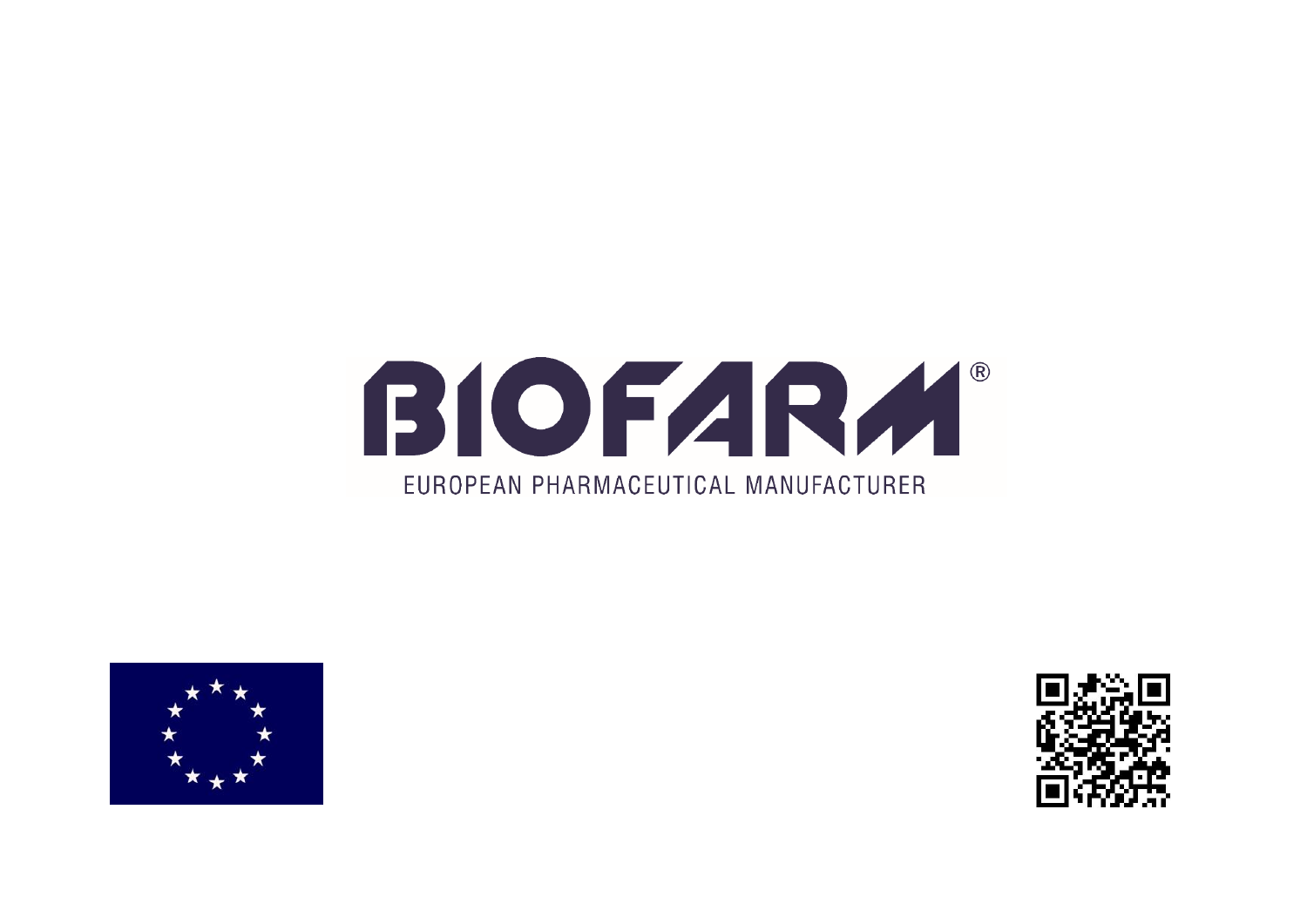BIOFARM®

EUROPEAN PHARMACEUTICAL MANUFACTURER